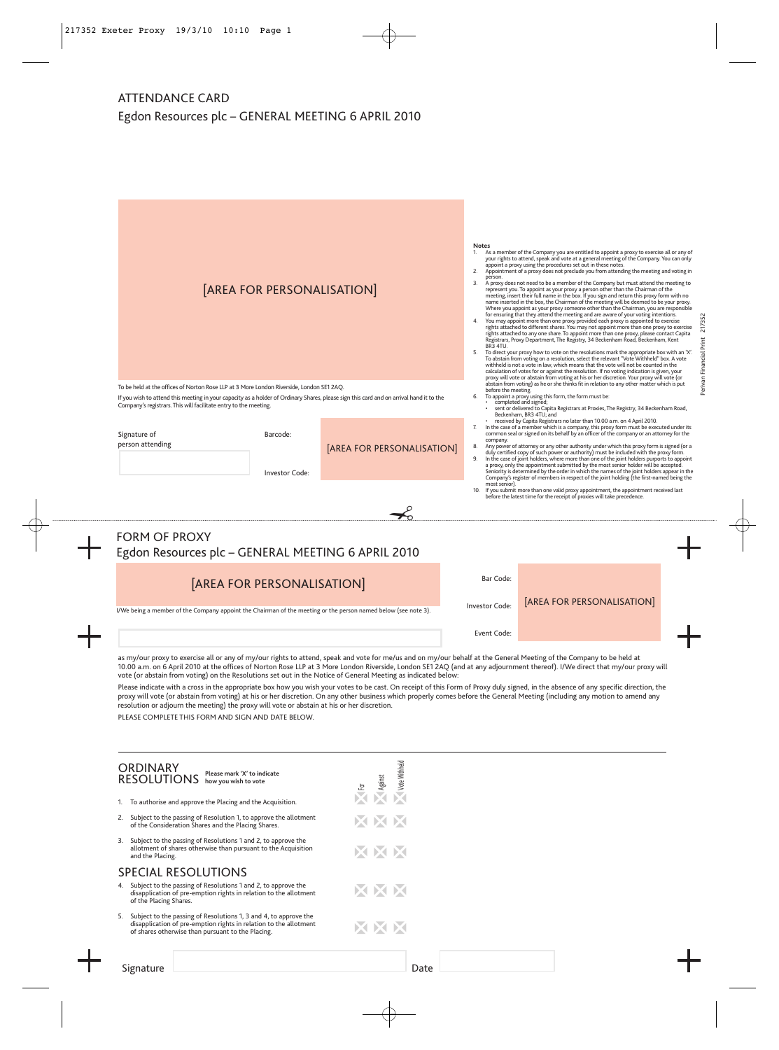# ATTENDANCE CARD

## Egdon Resources plc – GENERAL MEETING 6 APRIL 2010

[AREA FOR PERSONALISATION]

To be held at the offices of Norton Rose LLP at 3 More London Riverside, London SE1 2AQ.

If you wish to attend this meeting in your capacity as a holder of Ordinary Shares, please sign this card and on arrival hand it to the Company's registrars. This will facilitate entry to the meeting.

Signature of person attending

Barcode:

Investor Code:

[AREA FOR PERSONALISATION]

**Notes**

1. As a member of the Company you are entitled to appoint a proxy to exercise all or any of your rights to attend, speak and vote at a general meeting of the Company. You can only appoint a proxy using the procedures set out in these notes.
2. Appointment of a proxy does not preclude you from attending the meeting and voting in person.
3. A proxy does not need to be a member of the Company but must attend the meeting to represent you. To appoint as your proxy a person other than the Chairman of the meeting, insert their full name in the box. If you sign and return this proxy form with no name inserted in the box, the Chairman of the meeting will be deemed to be your proxy. Where you appoint as your proxy someone other than the Chairman, you are responsible for ensuring that they attend the meeting and are aware of your voting intentions.
4. You may appoint more than one proxy provided each proxy is appointed to exercise rights attached to different shares. You may not appoint more than one proxy to exercise rights attached to any one share. To appoint more than one proxy, please contact Capita Registrars, Proxy Department, The Registry, 34 Beckenham Road, Beckenham, Kent BR3 4TU.
5. To direct your proxy how to vote on the resolutions mark the appropriate box with an 'X'. To abstain from voting on a resolution, select the relevant "Vote Withheld" box. A vote withheld is not a vote in law, which means that the vote will not be counted in the calculation of votes for or against the resolution. If no voting indication is given, your proxy will vote or abstain from voting at his or her discretion. Your proxy will vote (or abstain from voting) as he or she thinks fit in relation to any other matter which is put before the meeting.
6. To appoint a proxy using this form, the form must be:
   - completed and signed;
   - sent or delivered to Capita Registrars at Proxies, The Registry, 34 Beckenham Road, Beckenham, BR3 4TU; and
   - received by Capita Registrars no later than 10.00 a.m. on 4 April 2010.
7. In the case of a member which is a company, this proxy form must be executed under its common seal or signed on its behalf by an officer of the company or an attorney for the company.
8. Any power of attorney or any other authority under which this proxy form is signed (or a duly certified copy of such power or authority) must be included with the proxy form.
9. In the case of joint holders, where more than one of the joint holders purports to appoint a proxy, only the appointment submitted by the most senior holder will be accepted. Seniority is determined by the order in which the names of the joint holders appear in the Company's register of members in respect of the joint holding (the first-named being the most senior).
10. If you submit more than one valid proxy appointment, the appointment received last before the latest time for the receipt of proxies will take precedence.

# FORM OF PROXY

## Egdon Resources plc – GENERAL MEETING 6 APRIL 2010

[AREA FOR PERSONALISATION]

Bar Code:

Investor Code:

Event Code:

[AREA FOR PERSONALISATION]

I/We being a member of the Company appoint the Chairman of the meeting or the person named below (see note 3).

as my/our proxy to exercise all or any of my/our rights to attend, speak and vote for me/us and on my/our behalf at the General Meeting of the Company to be held at 10.00 a.m. on 6 April 2010 at the offices of Norton Rose LLP at 3 More London Riverside, London SE1 2AQ (and at any adjournment thereof). I/We direct that my/our proxy will vote (or abstain from voting) on the Resolutions set out in the Notice of General Meeting as indicated below:

Please indicate with a cross in the appropriate box how you wish your votes to be cast. On receipt of this Form of Proxy duly signed, in the absence of any specific direction, the proxy will vote (or abstain from voting) at his or her discretion. On any other business which properly comes before the General Meeting (including any motion to amend any resolution or adjourn the meeting) the proxy will vote or abstain at his or her discretion.

PLEASE COMPLETE THIS FORM AND SIGN AND DATE BELOW.

## ORDINARY RESOLUTIONS

**Please mark 'X' to indicate how you wish to vote**

| | For | Against | Vote Withheld |
|---|---|---|---|
| 1. To authorise and approve the Placing and the Acquisition. | | | |
| 2. Subject to the passing of Resolution 1, to approve the allotment of the Consideration Shares and the Placing Shares. | | | |
| 3. Subject to the passing of Resolutions 1 and 2, to approve the allotment of shares otherwise than pursuant to the Acquisition and the Placing. | | | |

## SPECIAL RESOLUTIONS

| | For | Against | Vote Withheld |
|---|---|---|---|
| 4. Subject to the passing of Resolutions 1 and 2, to approve the disapplication of pre-emption rights in relation to the allotment of the Placing Shares. | | | |
| 5. Subject to the passing of Resolutions 1, 3 and 4, to approve the disapplication of pre-emption rights in relation to the allotment of shares otherwise than pursuant to the Placing. | | | |

Signature

Date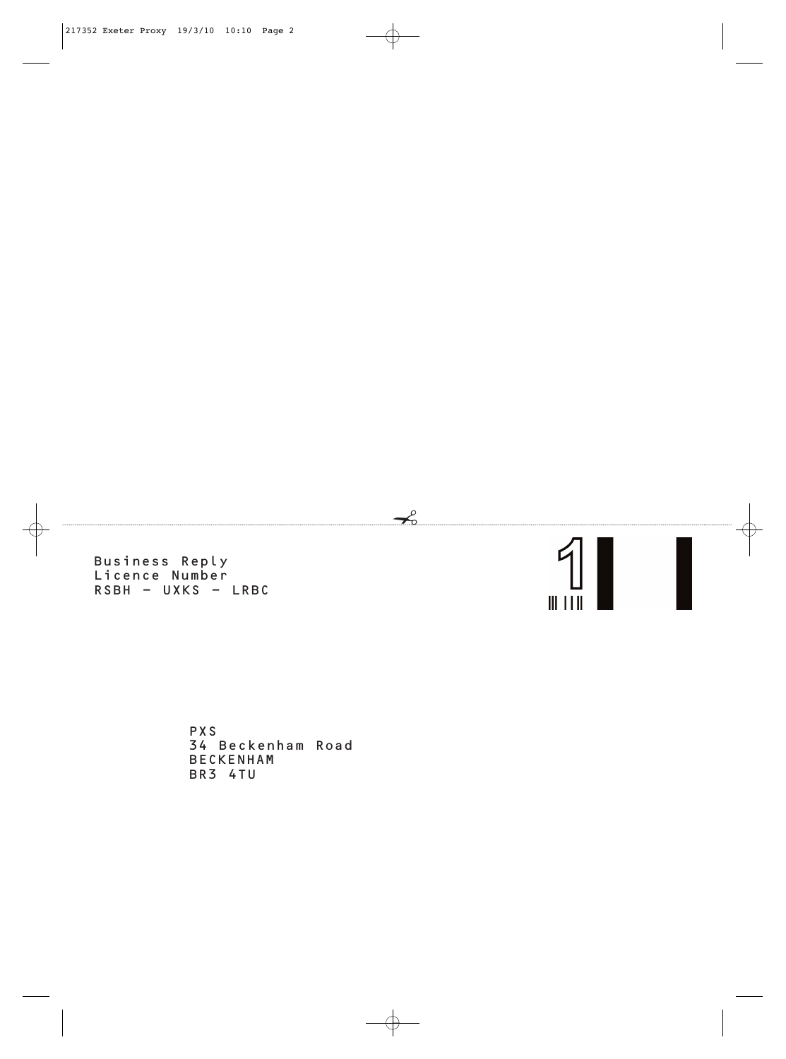Business Reply
Licence Number
RSBH – UXKS – LRBC

1

PXS
34 Beckenham Road
BECKENHAM
BR3 4TU